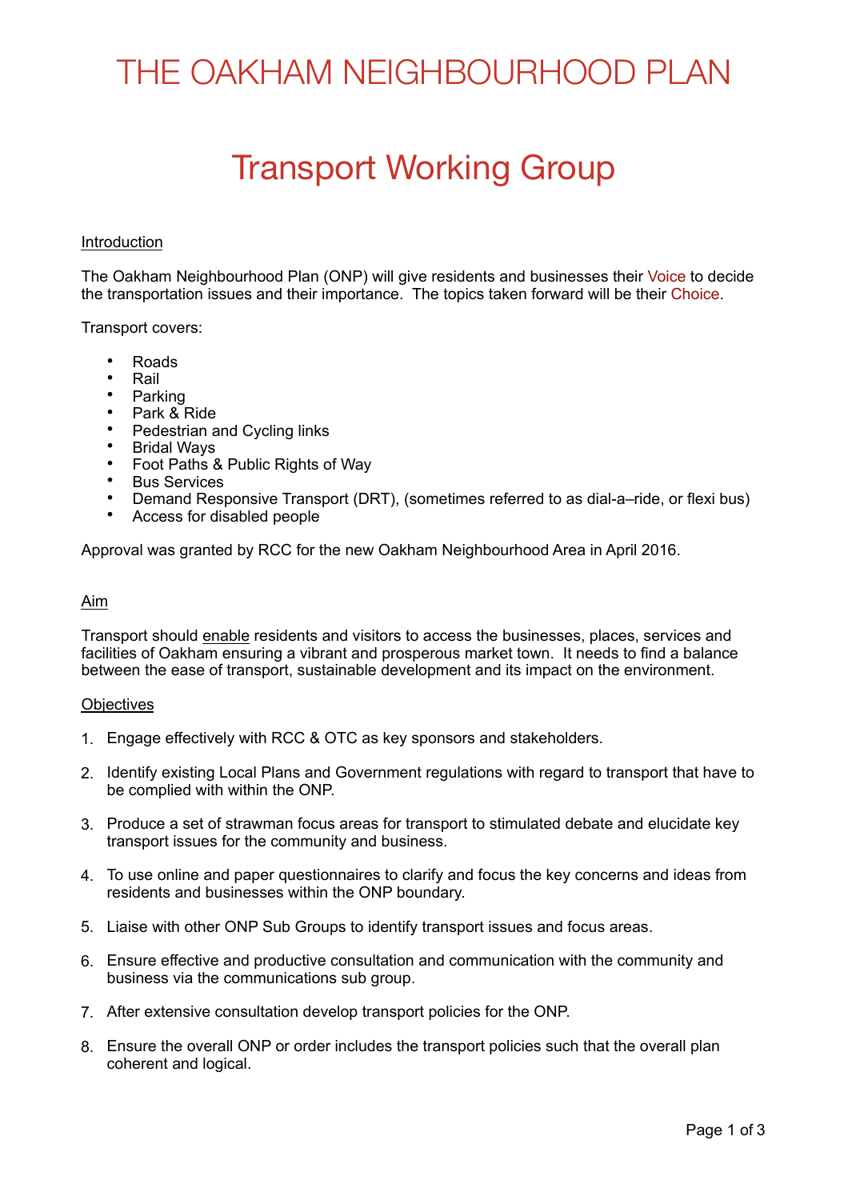# THE OAKHAM NEIGHBOURHOOD PLAN

# Transport Working Group

Introduction

The Oakham Neighbourhood Plan (ONP) will give residents and businesses their Voice to decide the transportation issues and their importance. The topics taken forward will be their Choice.

Transport covers:

- Roads
- Rail
- Parking
- Park & Ride
- Pedestrian and Cycling links
- Bridal Ways
- Foot Paths & Public Rights of Way
- Bus Services
- Demand Responsive Transport (DRT), (sometimes referred to as dial-a–ride, or flexi bus)
- Access for disabled people

Approval was granted by RCC for the new Oakham Neighbourhood Area in April 2016.

Aim

Transport should enable residents and visitors to access the businesses, places, services and facilities of Oakham ensuring a vibrant and prosperous market town. It needs to find a balance between the ease of transport, sustainable development and its impact on the environment.

Objectives

1. Engage effectively with RCC & OTC as key sponsors and stakeholders.
2. Identify existing Local Plans and Government regulations with regard to transport that have to be complied with within the ONP.
3. Produce a set of strawman focus areas for transport to stimulated debate and elucidate key transport issues for the community and business.
4. To use online and paper questionnaires to clarify and focus the key concerns and ideas from residents and businesses within the ONP boundary.
5. Liaise with other ONP Sub Groups to identify transport issues and focus areas.
6. Ensure effective and productive consultation and communication with the community and business via the communications sub group.
7. After extensive consultation develop transport policies for the ONP.
8. Ensure the overall ONP or order includes the transport policies such that the overall plan coherent and logical.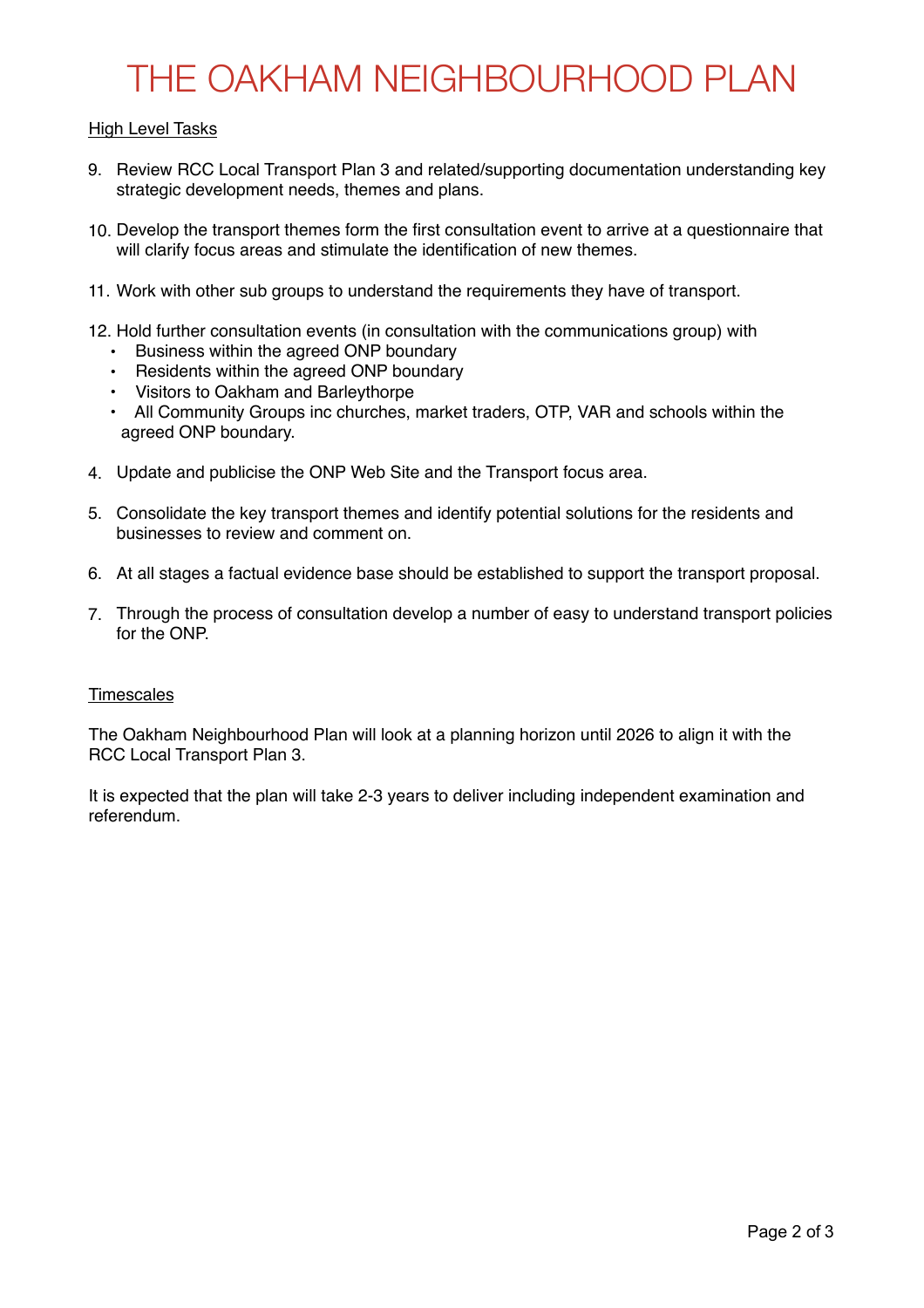# THE OAKHAM NEIGHBOURHOOD PLAN

High Level Tasks

9. Review RCC Local Transport Plan 3 and related/supporting documentation understanding key strategic development needs, themes and plans.

10. Develop the transport themes form the first consultation event to arrive at a questionnaire that will clarify focus areas and stimulate the identification of new themes.

11. Work with other sub groups to understand the requirements they have of transport.

12. Hold further consultation events (in consultation with the communications group) with
    - Business within the agreed ONP boundary
    - Residents within the agreed ONP boundary
    - Visitors to Oakham and Barleythorpe
    - All Community Groups inc churches, market traders, OTP, VAR and schools within the agreed ONP boundary.

4. Update and publicise the ONP Web Site and the Transport focus area.

5. Consolidate the key transport themes and identify potential solutions for the residents and businesses to review and comment on.

6. At all stages a factual evidence base should be established to support the transport proposal.

7. Through the process of consultation develop a number of easy to understand transport policies for the ONP.

Timescales

The Oakham Neighbourhood Plan will look at a planning horizon until 2026 to align it with the RCC Local Transport Plan 3.

It is expected that the plan will take 2-3 years to deliver including independent examination and referendum.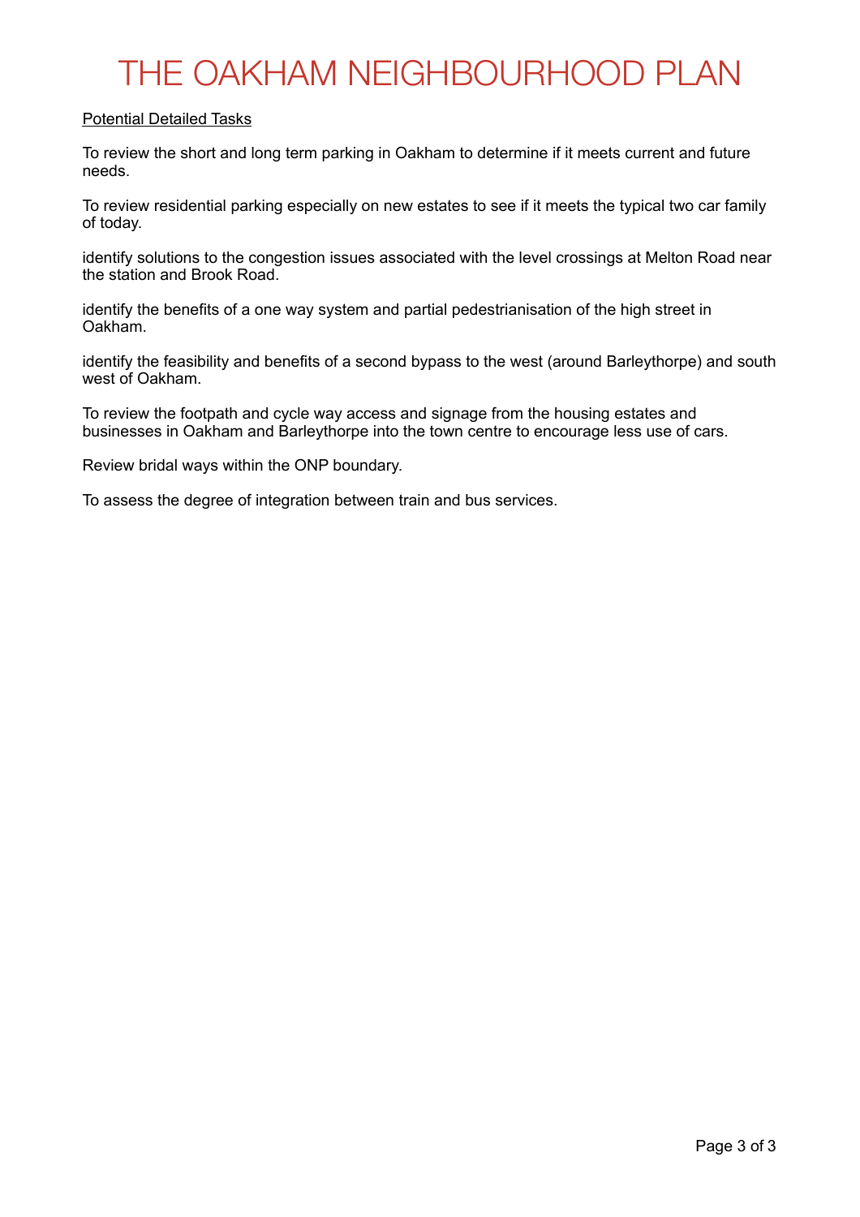<u>Potential Detailed Tasks</u>

To review the short and long term parking in Oakham to determine if it meets current and future needs.

To review residential parking especially on new estates to see if it meets the typical two car family of today.

identify solutions to the congestion issues associated with the level crossings at Melton Road near the station and Brook Road.

identify the benefits of a one way system and partial pedestrianisation of the high street in Oakham.

identify the feasibility and benefits of a second bypass to the west (around Barleythorpe) and south west of Oakham.

To review the footpath and cycle way access and signage from the housing estates and businesses in Oakham and Barleythorpe into the town centre to encourage less use of cars.

Review bridal ways within the ONP boundary.

To assess the degree of integration between train and bus services.